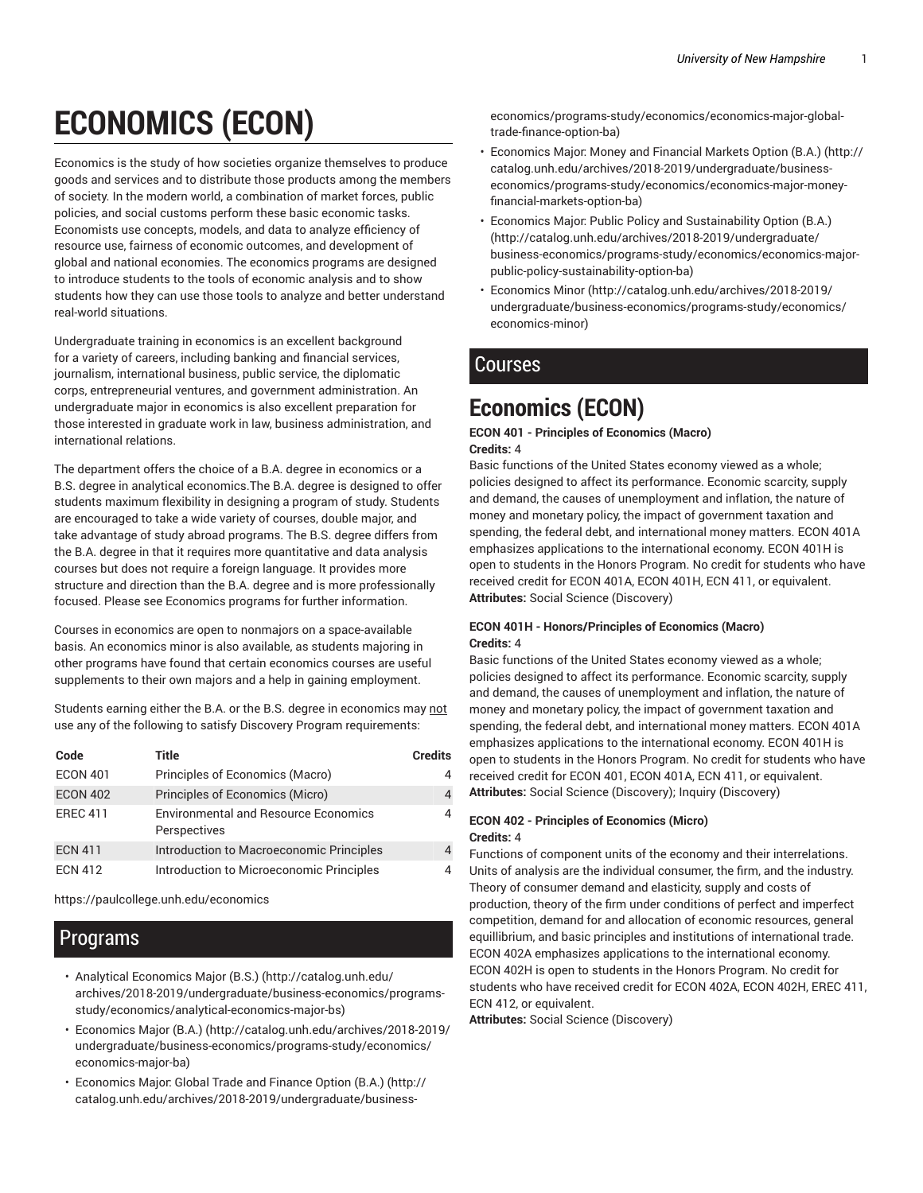# ECONOMICS (ECON)

Economics is the study of how societies organize themselves to produce goods and services and to distribute those products among the members of society. In the modern world, a combination of market forces, public policies, and social customs perform these basic economic tasks. Economists use concepts, models, and data to analyze efficiency of resource use, fairness of economic outcomes, and development of global and national economies. The economics programs are designed to introduce students to the tools of economic analysis and to show students how they can use those tools to analyze and better understand real-world situations.

Undergraduate training in economics is an excellent background for a variety of careers, including banking and financial services, journalism, international business, public service, the diplomatic corps, entrepreneurial ventures, and government administration. An undergraduate major in economics is also excellent preparation for those interested in graduate work in law, business administration, and international relations.

The department offers the choice of a B.A. degree in economics or a B.S. degree in analytical economics.The B.A. degree is designed to offer students maximum flexibility in designing a program of study. Students are encouraged to take a wide variety of courses, double major, and take advantage of study abroad programs. The B.S. degree differs from the B.A. degree in that it requires more quantitative and data analysis courses but does not require a foreign language. It provides more structure and direction than the B.A. degree and is more professionally focused. Please see Economics programs for further information.

Courses in economics are open to nonmajors on a space-available basis. An economics minor is also available, as students majoring in other programs have found that certain economics courses are useful supplements to their own majors and a help in gaining employment.

Students earning either the B.A. or the B.S. degree in economics may not use any of the following to satisfy Discovery Program requirements:

| Code | Title | Credits |
|---|---|---|
| ECON 401 | Principles of Economics (Macro) | 4 |
| ECON 402 | Principles of Economics (Micro) | 4 |
| EREC 411 | Environmental and Resource Economics Perspectives | 4 |
| ECN 411 | Introduction to Macroeconomic Principles | 4 |
| ECN 412 | Introduction to Microeconomic Principles | 4 |

https://paulcollege.unh.edu/economics

## Programs

- Analytical Economics Major (B.S.) (http://catalog.unh.edu/archives/2018-2019/undergraduate/business-economics/programs-study/economics/analytical-economics-major-bs)
- Economics Major (B.A.) (http://catalog.unh.edu/archives/2018-2019/undergraduate/business-economics/programs-study/economics/economics-major-ba)
- Economics Major: Global Trade and Finance Option (B.A.) (http://catalog.unh.edu/archives/2018-2019/undergraduate/business-economics/programs-study/economics/economics-major-global-trade-finance-option-ba)
- Economics Major: Money and Financial Markets Option (B.A.) (http://catalog.unh.edu/archives/2018-2019/undergraduate/business-economics/programs-study/economics/economics-major-money-financial-markets-option-ba)
- Economics Major: Public Policy and Sustainability Option (B.A.) (http://catalog.unh.edu/archives/2018-2019/undergraduate/business-economics/programs-study/economics/economics-major-public-policy-sustainability-option-ba)
- Economics Minor (http://catalog.unh.edu/archives/2018-2019/undergraduate/business-economics/programs-study/economics/economics-minor)

## Courses

# Economics (ECON)

**ECON 401 - Principles of Economics (Macro)**
**Credits:** 4

Basic functions of the United States economy viewed as a whole; policies designed to affect its performance. Economic scarcity, supply and demand, the causes of unemployment and inflation, the nature of money and monetary policy, the impact of government taxation and spending, the federal debt, and international money matters. ECON 401A emphasizes applications to the international economy. ECON 401H is open to students in the Honors Program. No credit for students who have received credit for ECON 401A, ECON 401H, ECN 411, or equivalent.
**Attributes:** Social Science (Discovery)

**ECON 401H - Honors/Principles of Economics (Macro)**
**Credits:** 4

Basic functions of the United States economy viewed as a whole; policies designed to affect its performance. Economic scarcity, supply and demand, the causes of unemployment and inflation, the nature of money and monetary policy, the impact of government taxation and spending, the federal debt, and international money matters. ECON 401A emphasizes applications to the international economy. ECON 401H is open to students in the Honors Program. No credit for students who have received credit for ECON 401, ECON 401A, ECN 411, or equivalent.
**Attributes:** Social Science (Discovery); Inquiry (Discovery)

**ECON 402 - Principles of Economics (Micro)**
**Credits:** 4

Functions of component units of the economy and their interrelations. Units of analysis are the individual consumer, the firm, and the industry. Theory of consumer demand and elasticity, supply and costs of production, theory of the firm under conditions of perfect and imperfect competition, demand for and allocation of economic resources, general equillibrium, and basic principles and institutions of international trade. ECON 402A emphasizes applications to the international economy. ECON 402H is open to students in the Honors Program. No credit for students who have received credit for ECON 402A, ECON 402H, EREC 411, ECN 412, or equivalent.
**Attributes:** Social Science (Discovery)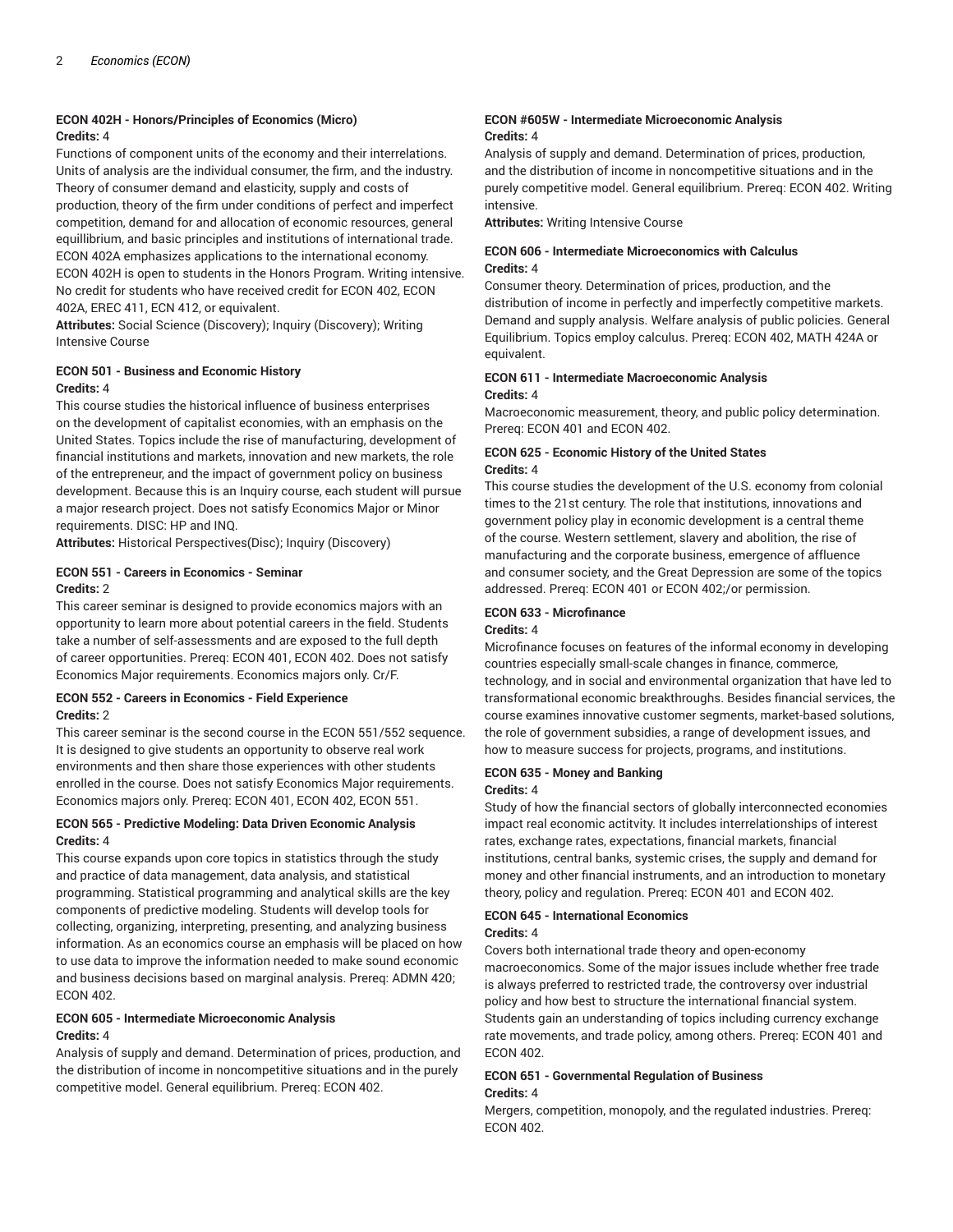### ECON 402H - Honors/Principles of Economics (Micro)

**Credits:** 4

Functions of component units of the economy and their interrelations. Units of analysis are the individual consumer, the firm, and the industry. Theory of consumer demand and elasticity, supply and costs of production, theory of the firm under conditions of perfect and imperfect competition, demand for and allocation of economic resources, general equillibrium, and basic principles and institutions of international trade. ECON 402A emphasizes applications to the international economy. ECON 402H is open to students in the Honors Program. Writing intensive. No credit for students who have received credit for ECON 402, ECON 402A, EREC 411, ECN 412, or equivalent.

**Attributes:** Social Science (Discovery); Inquiry (Discovery); Writing Intensive Course

### ECON 501 - Business and Economic History

**Credits:** 4

This course studies the historical influence of business enterprises on the development of capitalist economies, with an emphasis on the United States. Topics include the rise of manufacturing, development of financial institutions and markets, innovation and new markets, the role of the entrepreneur, and the impact of government policy on business development. Because this is an Inquiry course, each student will pursue a major research project. Does not satisfy Economics Major or Minor requirements. DISC: HP and INQ.

**Attributes:** Historical Perspectives(Disc); Inquiry (Discovery)

### ECON 551 - Careers in Economics - Seminar

**Credits:** 2

This career seminar is designed to provide economics majors with an opportunity to learn more about potential careers in the field. Students take a number of self-assessments and are exposed to the full depth of career opportunities. Prereq: ECON 401, ECON 402. Does not satisfy Economics Major requirements. Economics majors only. Cr/F.

### ECON 552 - Careers in Economics - Field Experience

**Credits:** 2

This career seminar is the second course in the ECON 551/552 sequence. It is designed to give students an opportunity to observe real work environments and then share those experiences with other students enrolled in the course. Does not satisfy Economics Major requirements. Economics majors only. Prereq: ECON 401, ECON 402, ECON 551.

### ECON 565 - Predictive Modeling: Data Driven Economic Analysis

**Credits:** 4

This course expands upon core topics in statistics through the study and practice of data management, data analysis, and statistical programming. Statistical programming and analytical skills are the key components of predictive modeling. Students will develop tools for collecting, organizing, interpreting, presenting, and analyzing business information. As an economics course an emphasis will be placed on how to use data to improve the information needed to make sound economic and business decisions based on marginal analysis. Prereq: ADMN 420; ECON 402.

### ECON 605 - Intermediate Microeconomic Analysis

**Credits:** 4

Analysis of supply and demand. Determination of prices, production, and the distribution of income in noncompetitive situations and in the purely competitive model. General equilibrium. Prereq: ECON 402.

### ECON #605W - Intermediate Microeconomic Analysis

**Credits:** 4

Analysis of supply and demand. Determination of prices, production, and the distribution of income in noncompetitive situations and in the purely competitive model. General equilibrium. Prereq: ECON 402. Writing intensive.

**Attributes:** Writing Intensive Course

### ECON 606 - Intermediate Microeconomics with Calculus

**Credits:** 4

Consumer theory. Determination of prices, production, and the distribution of income in perfectly and imperfectly competitive markets. Demand and supply analysis. Welfare analysis of public policies. General Equilibrium. Topics employ calculus. Prereq: ECON 402, MATH 424A or equivalent.

### ECON 611 - Intermediate Macroeconomic Analysis

**Credits:** 4

Macroeconomic measurement, theory, and public policy determination. Prereq: ECON 401 and ECON 402.

### ECON 625 - Economic History of the United States

**Credits:** 4

This course studies the development of the U.S. economy from colonial times to the 21st century. The role that institutions, innovations and government policy play in economic development is a central theme of the course. Western settlement, slavery and abolition, the rise of manufacturing and the corporate business, emergence of affluence and consumer society, and the Great Depression are some of the topics addressed. Prereq: ECON 401 or ECON 402;/or permission.

### ECON 633 - Microfinance

**Credits:** 4

Microfinance focuses on features of the informal economy in developing countries especially small-scale changes in finance, commerce, technology, and in social and environmental organization that have led to transformational economic breakthroughs. Besides financial services, the course examines innovative customer segments, market-based solutions, the role of government subsidies, a range of development issues, and how to measure success for projects, programs, and institutions.

### ECON 635 - Money and Banking

**Credits:** 4

Study of how the financial sectors of globally interconnected economies impact real economic actitvity. It includes interrelationships of interest rates, exchange rates, expectations, financial markets, financial institutions, central banks, systemic crises, the supply and demand for money and other financial instruments, and an introduction to monetary theory, policy and regulation. Prereq: ECON 401 and ECON 402.

### ECON 645 - International Economics

**Credits:** 4

Covers both international trade theory and open-economy macroeconomics. Some of the major issues include whether free trade is always preferred to restricted trade, the controversy over industrial policy and how best to structure the international financial system. Students gain an understanding of topics including currency exchange rate movements, and trade policy, among others. Prereq: ECON 401 and ECON 402.

### ECON 651 - Governmental Regulation of Business

**Credits:** 4

Mergers, competition, monopoly, and the regulated industries. Prereq: ECON 402.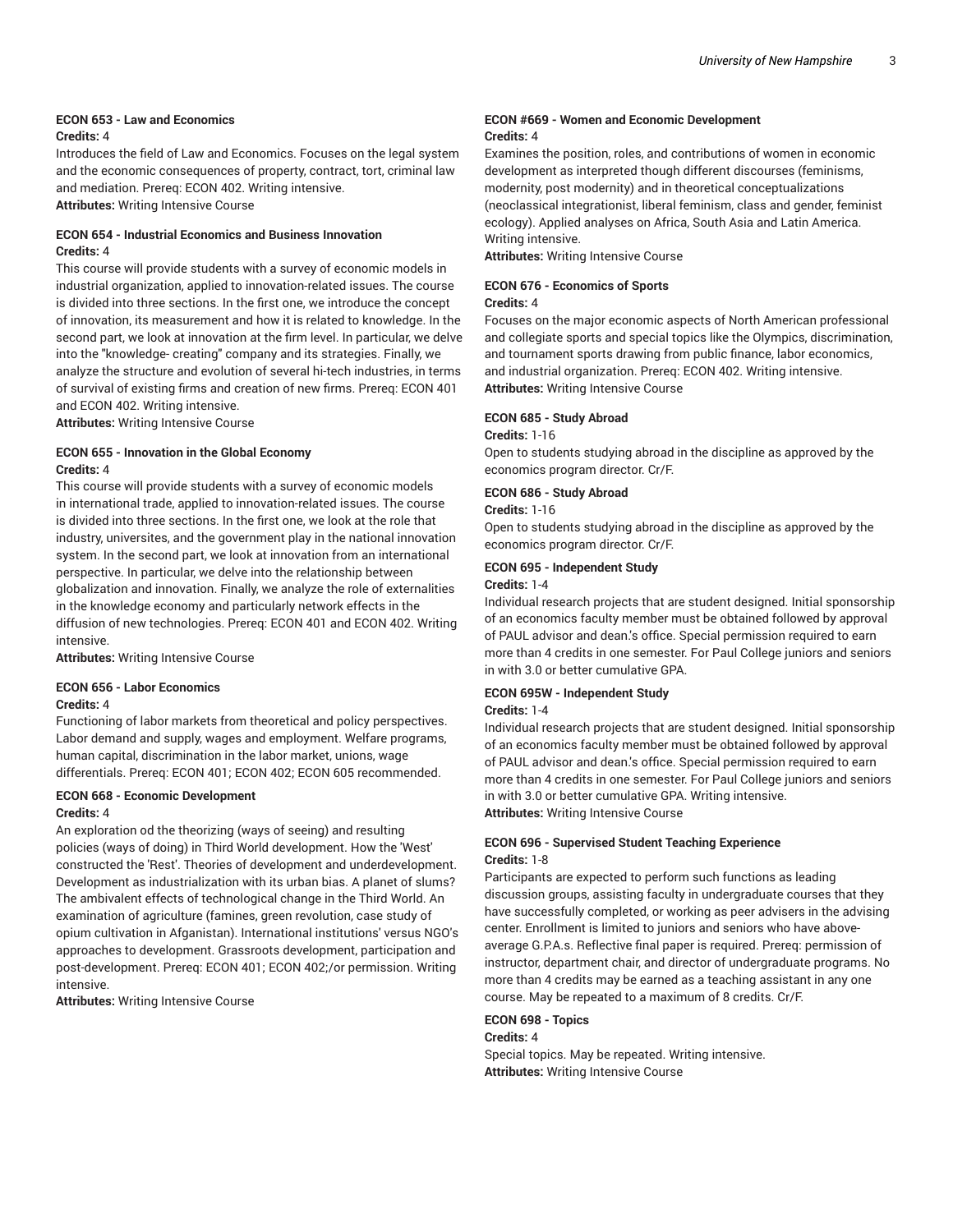### ECON 653 - Law and Economics

**Credits:** 4

Introduces the field of Law and Economics. Focuses on the legal system and the economic consequences of property, contract, tort, criminal law and mediation. Prereq: ECON 402. Writing intensive.

**Attributes:** Writing Intensive Course

### ECON 654 - Industrial Economics and Business Innovation

**Credits:** 4

This course will provide students with a survey of economic models in industrial organization, applied to innovation-related issues. The course is divided into three sections. In the first one, we introduce the concept of innovation, its measurement and how it is related to knowledge. In the second part, we look at innovation at the firm level. In particular, we delve into the "knowledge- creating" company and its strategies. Finally, we analyze the structure and evolution of several hi-tech industries, in terms of survival of existing firms and creation of new firms. Prereq: ECON 401 and ECON 402. Writing intensive.

**Attributes:** Writing Intensive Course

### ECON 655 - Innovation in the Global Economy

**Credits:** 4

This course will provide students with a survey of economic models in international trade, applied to innovation-related issues. The course is divided into three sections. In the first one, we look at the role that industry, universites, and the government play in the national innovation system. In the second part, we look at innovation from an international perspective. In particular, we delve into the relationship between globalization and innovation. Finally, we analyze the role of externalities in the knowledge economy and particularly network effects in the diffusion of new technologies. Prereq: ECON 401 and ECON 402. Writing intensive.

**Attributes:** Writing Intensive Course

### ECON 656 - Labor Economics

**Credits:** 4

Functioning of labor markets from theoretical and policy perspectives. Labor demand and supply, wages and employment. Welfare programs, human capital, discrimination in the labor market, unions, wage differentials. Prereq: ECON 401; ECON 402; ECON 605 recommended.

### ECON 668 - Economic Development

**Credits:** 4

An exploration od the theorizing (ways of seeing) and resulting policies (ways of doing) in Third World development. How the 'West' constructed the 'Rest'. Theories of development and underdevelopment. Development as industrialization with its urban bias. A planet of slums? The ambivalent effects of technological change in the Third World. An examination of agriculture (famines, green revolution, case study of opium cultivation in Afganistan). International institutions' versus NGO's approaches to development. Grassroots development, participation and post-development. Prereq: ECON 401; ECON 402;/or permission. Writing intensive.

**Attributes:** Writing Intensive Course

### ECON #669 - Women and Economic Development

**Credits:** 4

Examines the position, roles, and contributions of women in economic development as interpreted though different discourses (feminisms, modernity, post modernity) and in theoretical conceptualizations (neoclassical integrationist, liberal feminism, class and gender, feminist ecology). Applied analyses on Africa, South Asia and Latin America. Writing intensive.

**Attributes:** Writing Intensive Course

### ECON 676 - Economics of Sports

**Credits:** 4

Focuses on the major economic aspects of North American professional and collegiate sports and special topics like the Olympics, discrimination, and tournament sports drawing from public finance, labor economics, and industrial organization. Prereq: ECON 402. Writing intensive.

**Attributes:** Writing Intensive Course

### ECON 685 - Study Abroad

**Credits:** 1-16

Open to students studying abroad in the discipline as approved by the economics program director. Cr/F.

### ECON 686 - Study Abroad

**Credits:** 1-16

Open to students studying abroad in the discipline as approved by the economics program director. Cr/F.

### ECON 695 - Independent Study

**Credits:** 1-4

Individual research projects that are student designed. Initial sponsorship of an economics faculty member must be obtained followed by approval of PAUL advisor and dean.'s office. Special permission required to earn more than 4 credits in one semester. For Paul College juniors and seniors in with 3.0 or better cumulative GPA.

### ECON 695W - Independent Study

**Credits:** 1-4

Individual research projects that are student designed. Initial sponsorship of an economics faculty member must be obtained followed by approval of PAUL advisor and dean.'s office. Special permission required to earn more than 4 credits in one semester. For Paul College juniors and seniors in with 3.0 or better cumulative GPA. Writing intensive.

**Attributes:** Writing Intensive Course

### ECON 696 - Supervised Student Teaching Experience

**Credits:** 1-8

Participants are expected to perform such functions as leading discussion groups, assisting faculty in undergraduate courses that they have successfully completed, or working as peer advisers in the advising center. Enrollment is limited to juniors and seniors who have above-average G.P.A.s. Reflective final paper is required. Prereq: permission of instructor, department chair, and director of undergraduate programs. No more than 4 credits may be earned as a teaching assistant in any one course. May be repeated to a maximum of 8 credits. Cr/F.

### ECON 698 - Topics

**Credits:** 4

Special topics. May be repeated. Writing intensive.

**Attributes:** Writing Intensive Course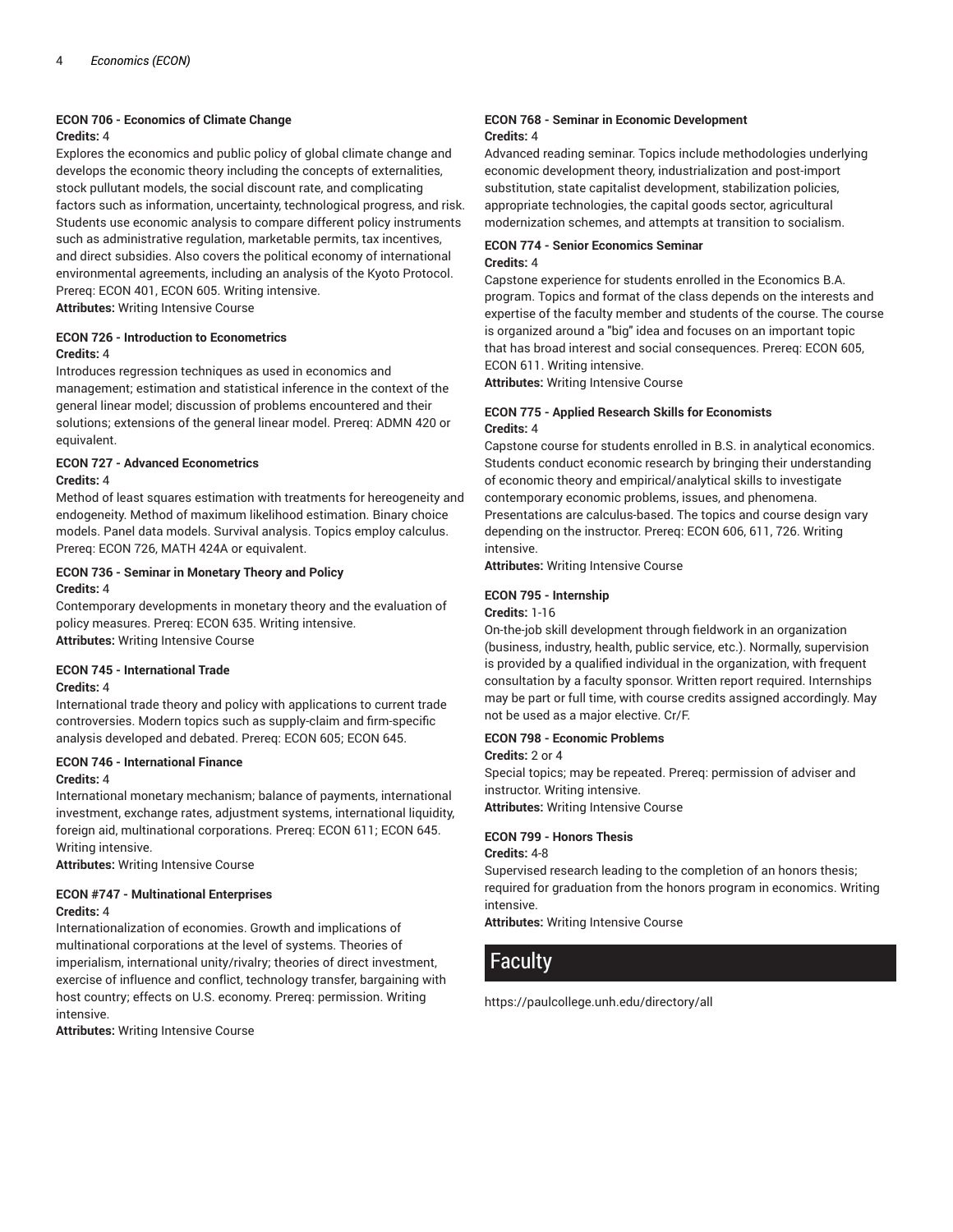#### ECON 706 - Economics of Climate Change

**Credits:** 4

Explores the economics and public policy of global climate change and develops the economic theory including the concepts of externalities, stock pullutant models, the social discount rate, and complicating factors such as information, uncertainty, technological progress, and risk. Students use economic analysis to compare different policy instruments such as administrative regulation, marketable permits, tax incentives, and direct subsidies. Also covers the political economy of international environmental agreements, including an analysis of the Kyoto Protocol. Prereq: ECON 401, ECON 605. Writing intensive.

**Attributes:** Writing Intensive Course

#### ECON 726 - Introduction to Econometrics

**Credits:** 4

Introduces regression techniques as used in economics and management; estimation and statistical inference in the context of the general linear model; discussion of problems encountered and their solutions; extensions of the general linear model. Prereq: ADMN 420 or equivalent.

#### ECON 727 - Advanced Econometrics

**Credits:** 4

Method of least squares estimation with treatments for hereogeneity and endogeneity. Method of maximum likelihood estimation. Binary choice models. Panel data models. Survival analysis. Topics employ calculus. Prereq: ECON 726, MATH 424A or equivalent.

#### ECON 736 - Seminar in Monetary Theory and Policy

**Credits:** 4

Contemporary developments in monetary theory and the evaluation of policy measures. Prereq: ECON 635. Writing intensive.

**Attributes:** Writing Intensive Course

#### ECON 745 - International Trade

**Credits:** 4

International trade theory and policy with applications to current trade controversies. Modern topics such as supply-claim and firm-specific analysis developed and debated. Prereq: ECON 605; ECON 645.

#### ECON 746 - International Finance

**Credits:** 4

International monetary mechanism; balance of payments, international investment, exchange rates, adjustment systems, international liquidity, foreign aid, multinational corporations. Prereq: ECON 611; ECON 645. Writing intensive.

**Attributes:** Writing Intensive Course

#### ECON #747 - Multinational Enterprises

**Credits:** 4

Internationalization of economies. Growth and implications of multinational corporations at the level of systems. Theories of imperialism, international unity/rivalry; theories of direct investment, exercise of influence and conflict, technology transfer, bargaining with host country; effects on U.S. economy. Prereq: permission. Writing intensive.

**Attributes:** Writing Intensive Course

#### ECON 768 - Seminar in Economic Development

**Credits:** 4

Advanced reading seminar. Topics include methodologies underlying economic development theory, industrialization and post-import substitution, state capitalist development, stabilization policies, appropriate technologies, the capital goods sector, agricultural modernization schemes, and attempts at transition to socialism.

#### ECON 774 - Senior Economics Seminar

**Credits:** 4

Capstone experience for students enrolled in the Economics B.A. program. Topics and format of the class depends on the interests and expertise of the faculty member and students of the course. The course is organized around a "big" idea and focuses on an important topic that has broad interest and social consequences. Prereq: ECON 605, ECON 611. Writing intensive.

**Attributes:** Writing Intensive Course

#### ECON 775 - Applied Research Skills for Economists

**Credits:** 4

Capstone course for students enrolled in B.S. in analytical economics. Students conduct economic research by bringing their understanding of economic theory and empirical/analytical skills to investigate contemporary economic problems, issues, and phenomena. Presentations are calculus-based. The topics and course design vary depending on the instructor. Prereq: ECON 606, 611, 726. Writing intensive.

**Attributes:** Writing Intensive Course

#### ECON 795 - Internship

**Credits:** 1-16

On-the-job skill development through fieldwork in an organization (business, industry, health, public service, etc.). Normally, supervision is provided by a qualified individual in the organization, with frequent consultation by a faculty sponsor. Written report required. Internships may be part or full time, with course credits assigned accordingly. May not be used as a major elective. Cr/F.

#### ECON 798 - Economic Problems

**Credits:** 2 or 4

Special topics; may be repeated. Prereq: permission of adviser and instructor. Writing intensive.

**Attributes:** Writing Intensive Course

#### ECON 799 - Honors Thesis

**Credits:** 4-8

Supervised research leading to the completion of an honors thesis; required for graduation from the honors program in economics. Writing intensive.

**Attributes:** Writing Intensive Course

## Faculty

https://paulcollege.unh.edu/directory/all